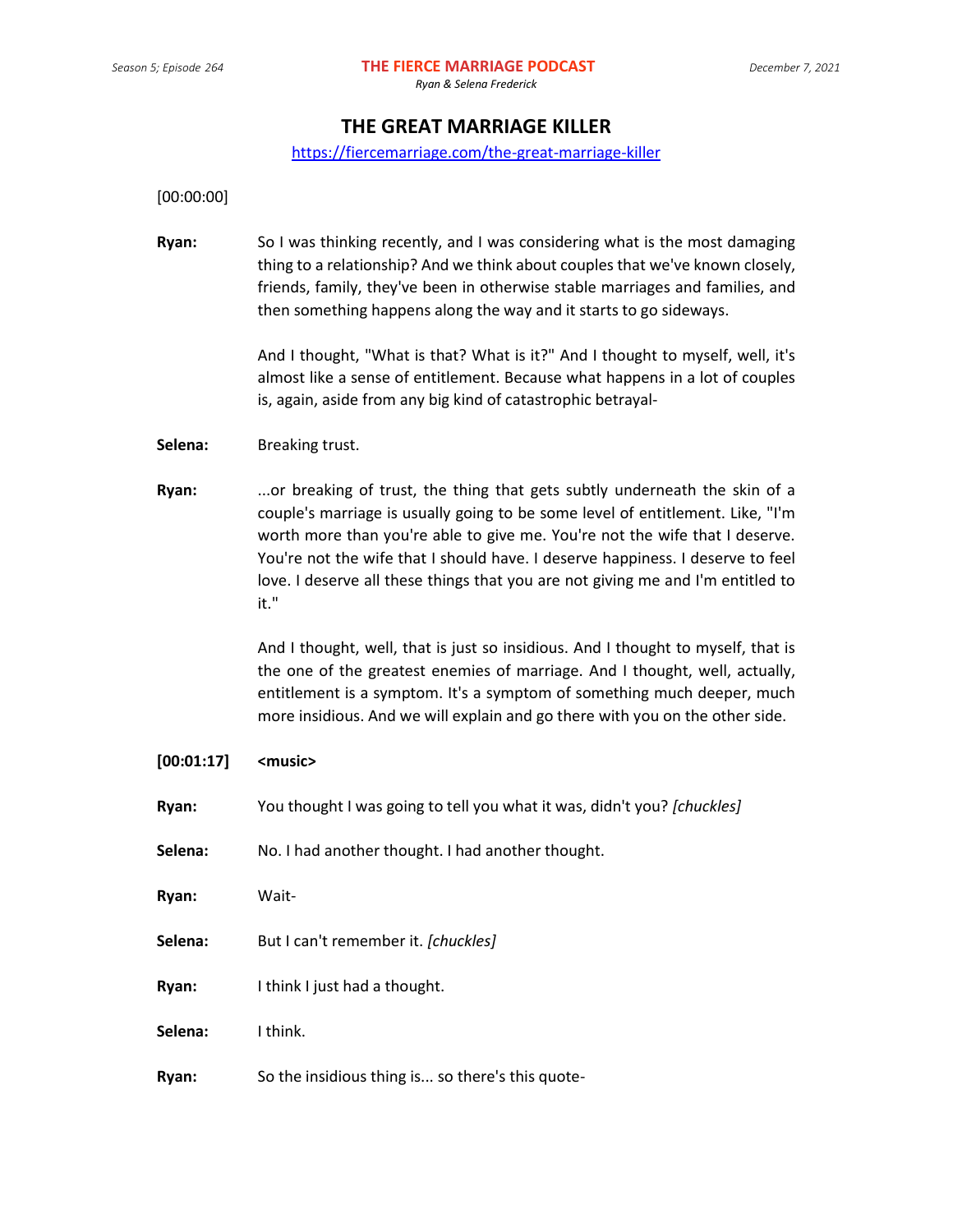# THE GREAT MARRIAGE KILLER

https://fiercemarriage.com/the-great-marriage-killer

[00:00:00]

**Ryan:** So I was thinking recently, and I was considering what is the most damaging thing to a relationship? And we think about couples that we've known closely, friends, family, they've been in otherwise stable marriages and families, and then something happens along the way and it starts to go sideways.

And I thought, "What is that? What is it?" And I thought to myself, well, it's almost like a sense of entitlement. Because what happens in a lot of couples is, again, aside from any big kind of catastrophic betrayal-

**Selena:** Breaking trust.

**Ryan:** ...or breaking of trust, the thing that gets subtly underneath the skin of a couple's marriage is usually going to be some level of entitlement. Like, "I'm worth more than you're able to give me. You're not the wife that I deserve. You're not the wife that I should have. I deserve happiness. I deserve to feel love. I deserve all these things that you are not giving me and I'm entitled to it."

And I thought, well, that is just so insidious. And I thought to myself, that is the one of the greatest enemies of marriage. And I thought, well, actually, entitlement is a symptom. It's a symptom of something much deeper, much more insidious. And we will explain and go there with you on the other side.

**[00:01:17] <music>**

**Ryan:** You thought I was going to tell you what it was, didn't you? *[chuckles]*

**Selena:** No. I had another thought. I had another thought.

**Ryan:** Wait-

**Selena:** But I can't remember it. *[chuckles]*

**Ryan:** I think I just had a thought.

**Selena:** I think.

**Ryan:** So the insidious thing is... so there's this quote-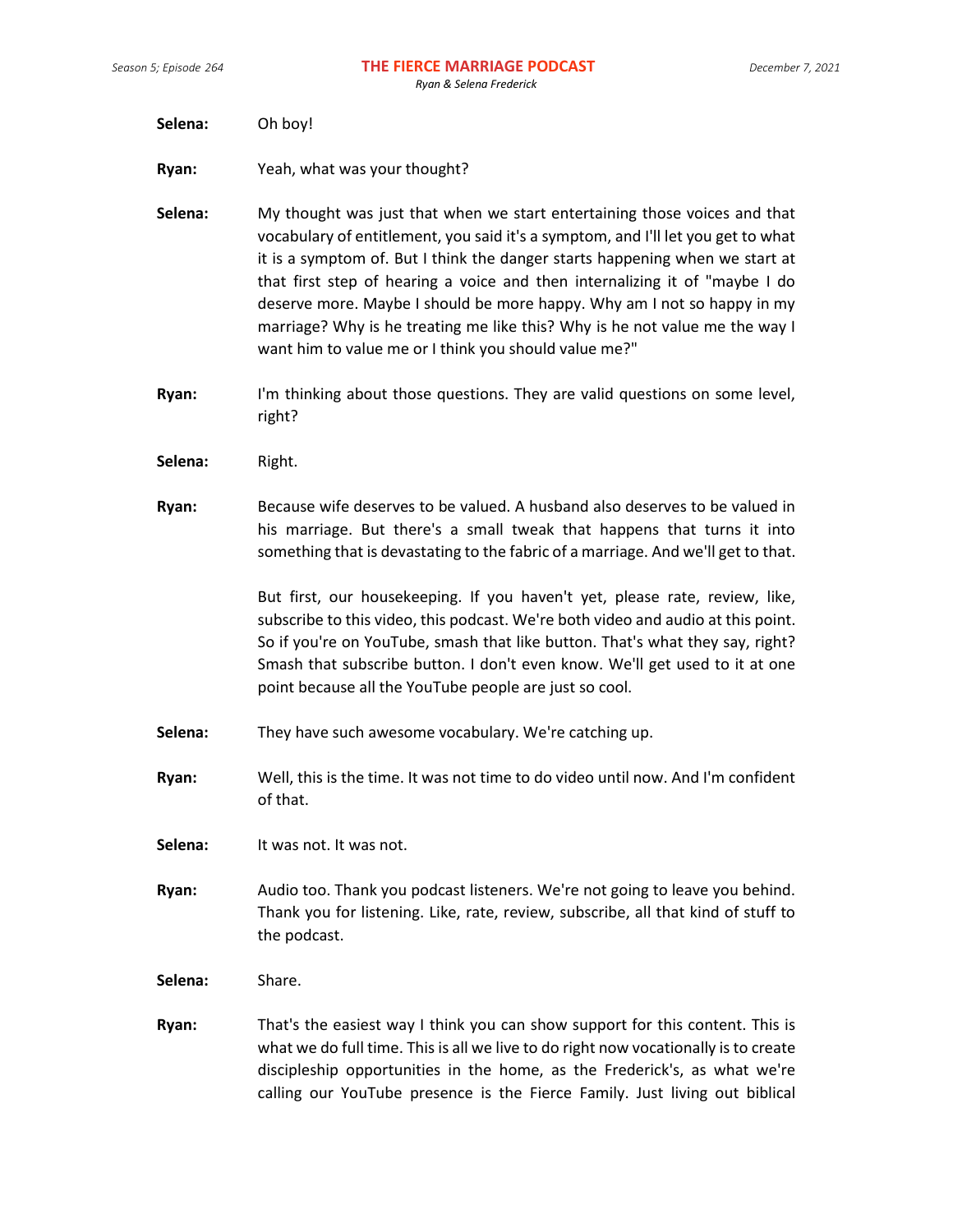**Selena:** Oh boy!

**Ryan:** Yeah, what was your thought?

**Selena:** My thought was just that when we start entertaining those voices and that vocabulary of entitlement, you said it's a symptom, and I'll let you get to what it is a symptom of. But I think the danger starts happening when we start at that first step of hearing a voice and then internalizing it of "maybe I do deserve more. Maybe I should be more happy. Why am I not so happy in my marriage? Why is he treating me like this? Why is he not value me the way I want him to value me or I think you should value me?"

**Ryan:** I'm thinking about those questions. They are valid questions on some level, right?

**Selena:** Right.

**Ryan:** Because wife deserves to be valued. A husband also deserves to be valued in his marriage. But there's a small tweak that happens that turns it into something that is devastating to the fabric of a marriage. And we'll get to that.

But first, our housekeeping. If you haven't yet, please rate, review, like, subscribe to this video, this podcast. We're both video and audio at this point. So if you're on YouTube, smash that like button. That's what they say, right? Smash that subscribe button. I don't even know. We'll get used to it at one point because all the YouTube people are just so cool.

**Selena:** They have such awesome vocabulary. We're catching up.

**Ryan:** Well, this is the time. It was not time to do video until now. And I'm confident of that.

**Selena:** It was not. It was not.

**Ryan:** Audio too. Thank you podcast listeners. We're not going to leave you behind. Thank you for listening. Like, rate, review, subscribe, all that kind of stuff to the podcast.

**Selena:** Share.

**Ryan:** That's the easiest way I think you can show support for this content. This is what we do full time. This is all we live to do right now vocationally is to create discipleship opportunities in the home, as the Frederick's, as what we're calling our YouTube presence is the Fierce Family. Just living out biblical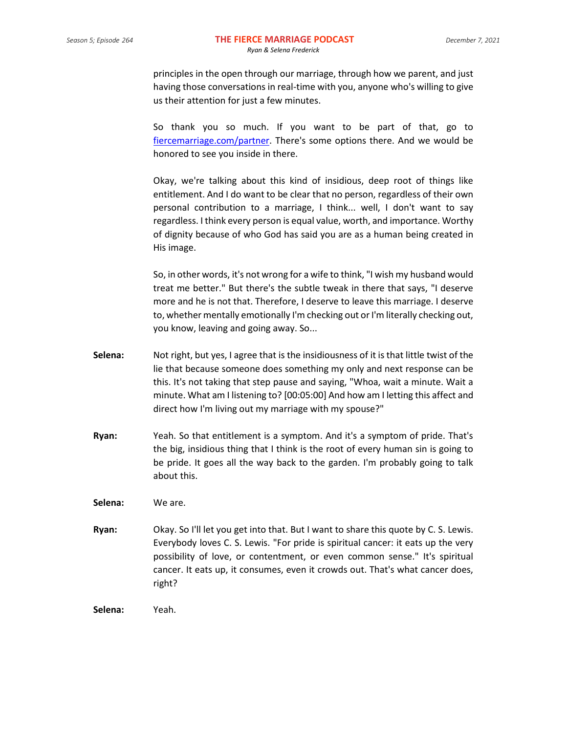principles in the open through our marriage, through how we parent, and just having those conversations in real-time with you, anyone who's willing to give us their attention for just a few minutes.

So thank you so much. If you want to be part of that, go to fiercemarriage.com/partner. There's some options there. And we would be honored to see you inside in there.

Okay, we're talking about this kind of insidious, deep root of things like entitlement. And I do want to be clear that no person, regardless of their own personal contribution to a marriage, I think... well, I don't want to say regardless. I think every person is equal value, worth, and importance. Worthy of dignity because of who God has said you are as a human being created in His image.

So, in other words, it's not wrong for a wife to think, "I wish my husband would treat me better." But there's the subtle tweak in there that says, "I deserve more and he is not that. Therefore, I deserve to leave this marriage. I deserve to, whether mentally emotionally I'm checking out or I'm literally checking out, you know, leaving and going away. So...

**Selena:** Not right, but yes, I agree that is the insidiousness of it is that little twist of the lie that because someone does something my only and next response can be this. It's not taking that step pause and saying, "Whoa, wait a minute. Wait a minute. What am I listening to? [00:05:00] And how am I letting this affect and direct how I'm living out my marriage with my spouse?"

**Ryan:** Yeah. So that entitlement is a symptom. And it's a symptom of pride. That's the big, insidious thing that I think is the root of every human sin is going to be pride. It goes all the way back to the garden. I'm probably going to talk about this.

**Selena:** We are.

**Ryan:** Okay. So I'll let you get into that. But I want to share this quote by C. S. Lewis. Everybody loves C. S. Lewis. "For pride is spiritual cancer: it eats up the very possibility of love, or contentment, or even common sense." It's spiritual cancer. It eats up, it consumes, even it crowds out. That's what cancer does, right?

**Selena:** Yeah.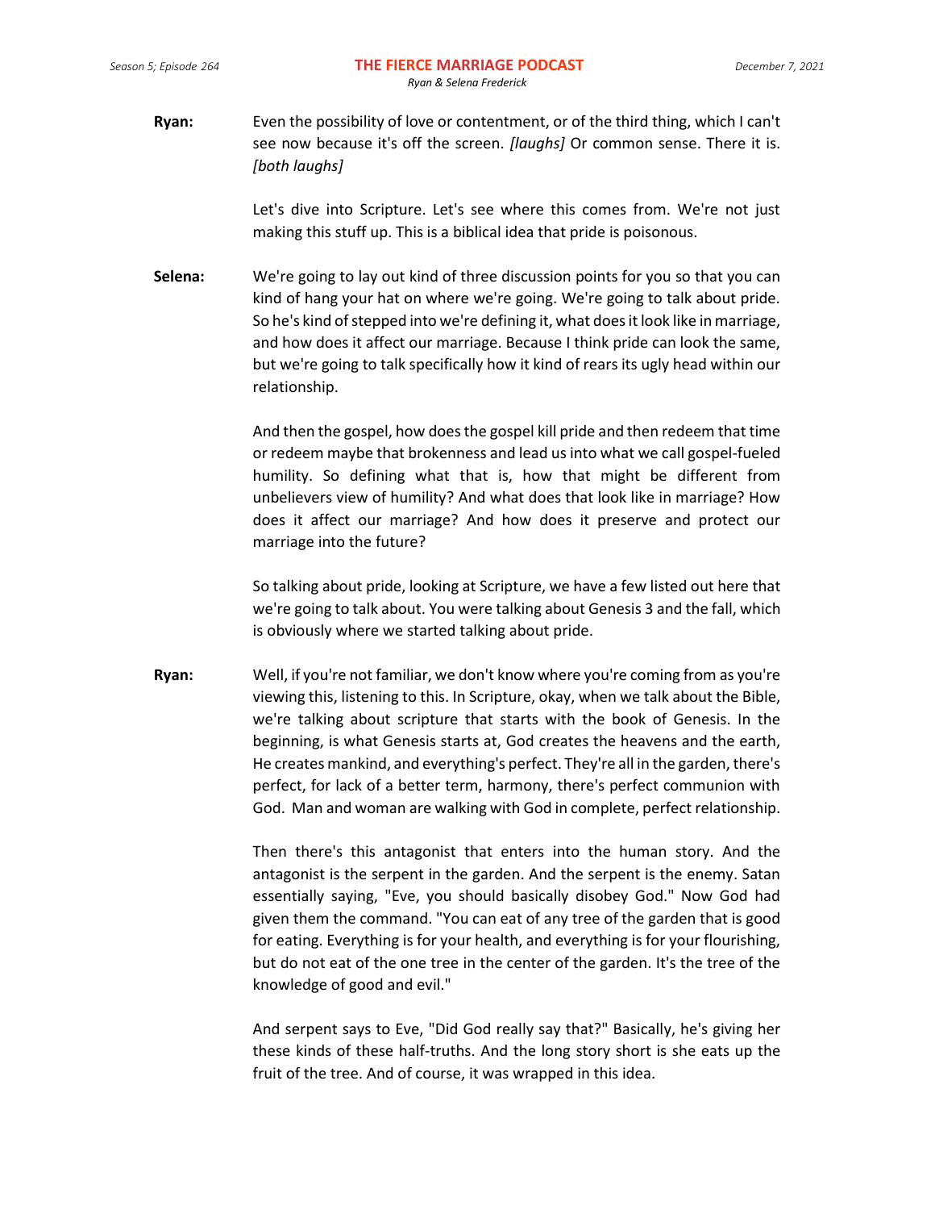**Ryan:** Even the possibility of love or contentment, or of the third thing, which I can't see now because it's off the screen. *[laughs]* Or common sense. There it is. *[both laughs]*

Let's dive into Scripture. Let's see where this comes from. We're not just making this stuff up. This is a biblical idea that pride is poisonous.

**Selena:** We're going to lay out kind of three discussion points for you so that you can kind of hang your hat on where we're going. We're going to talk about pride. So he's kind of stepped into we're defining it, what does it look like in marriage, and how does it affect our marriage. Because I think pride can look the same, but we're going to talk specifically how it kind of rears its ugly head within our relationship.

And then the gospel, how does the gospel kill pride and then redeem that time or redeem maybe that brokenness and lead us into what we call gospel-fueled humility. So defining what that is, how that might be different from unbelievers view of humility? And what does that look like in marriage? How does it affect our marriage? And how does it preserve and protect our marriage into the future?

So talking about pride, looking at Scripture, we have a few listed out here that we're going to talk about. You were talking about Genesis 3 and the fall, which is obviously where we started talking about pride.

**Ryan:** Well, if you're not familiar, we don't know where you're coming from as you're viewing this, listening to this. In Scripture, okay, when we talk about the Bible, we're talking about scripture that starts with the book of Genesis. In the beginning, is what Genesis starts at, God creates the heavens and the earth, He creates mankind, and everything's perfect. They're all in the garden, there's perfect, for lack of a better term, harmony, there's perfect communion with God. Man and woman are walking with God in complete, perfect relationship.

Then there's this antagonist that enters into the human story. And the antagonist is the serpent in the garden. And the serpent is the enemy. Satan essentially saying, "Eve, you should basically disobey God." Now God had given them the command. "You can eat of any tree of the garden that is good for eating. Everything is for your health, and everything is for your flourishing, but do not eat of the one tree in the center of the garden. It's the tree of the knowledge of good and evil."

And serpent says to Eve, "Did God really say that?" Basically, he's giving her these kinds of these half-truths. And the long story short is she eats up the fruit of the tree. And of course, it was wrapped in this idea.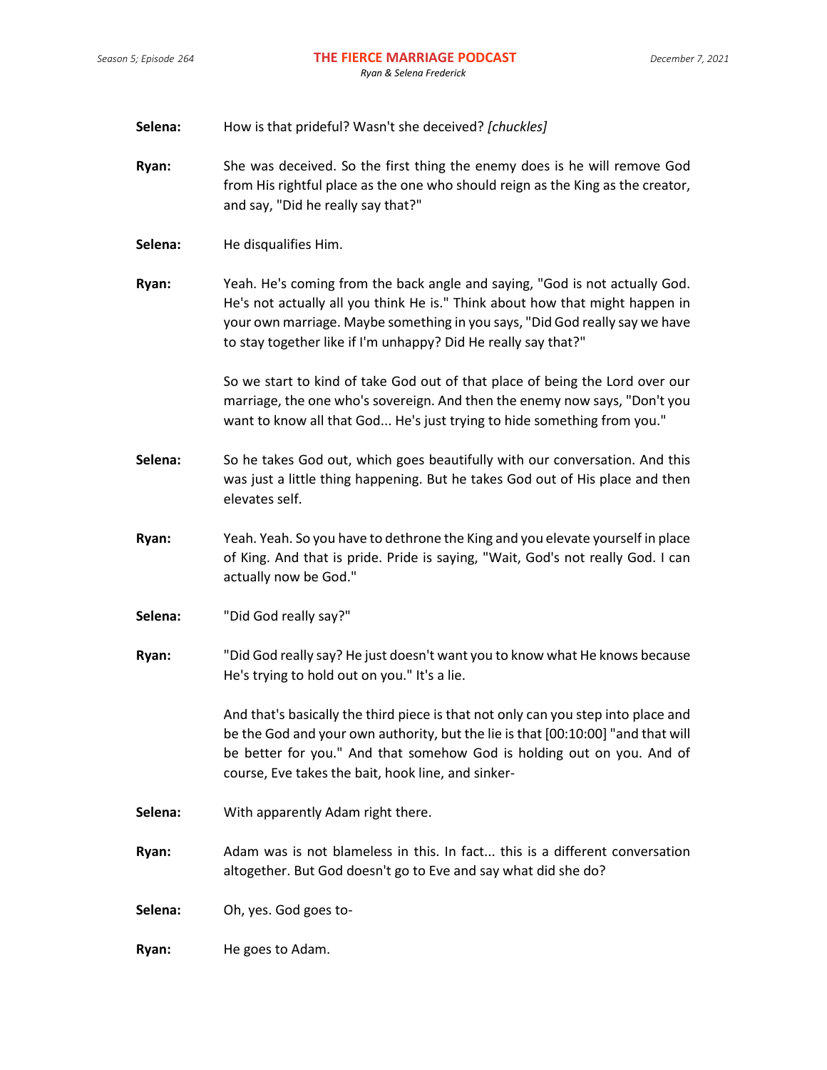**Selena:** How is that prideful? Wasn't she deceived? *[chuckles]*

**Ryan:** She was deceived. So the first thing the enemy does is he will remove God from His rightful place as the one who should reign as the King as the creator, and say, "Did he really say that?"

**Selena:** He disqualifies Him.

**Ryan:** Yeah. He's coming from the back angle and saying, "God is not actually God. He's not actually all you think He is." Think about how that might happen in your own marriage. Maybe something in you says, "Did God really say we have to stay together like if I'm unhappy? Did He really say that?"

So we start to kind of take God out of that place of being the Lord over our marriage, the one who's sovereign. And then the enemy now says, "Don't you want to know all that God... He's just trying to hide something from you."

**Selena:** So he takes God out, which goes beautifully with our conversation. And this was just a little thing happening. But he takes God out of His place and then elevates self.

**Ryan:** Yeah. Yeah. So you have to dethrone the King and you elevate yourself in place of King. And that is pride. Pride is saying, "Wait, God's not really God. I can actually now be God."

**Selena:** "Did God really say?"

**Ryan:** "Did God really say? He just doesn't want you to know what He knows because He's trying to hold out on you." It's a lie.

And that's basically the third piece is that not only can you step into place and be the God and your own authority, but the lie is that [00:10:00] "and that will be better for you." And that somehow God is holding out on you. And of course, Eve takes the bait, hook line, and sinker-

**Selena:** With apparently Adam right there.

**Ryan:** Adam was is not blameless in this. In fact... this is a different conversation altogether. But God doesn't go to Eve and say what did she do?

**Selena:** Oh, yes. God goes to-

**Ryan:** He goes to Adam.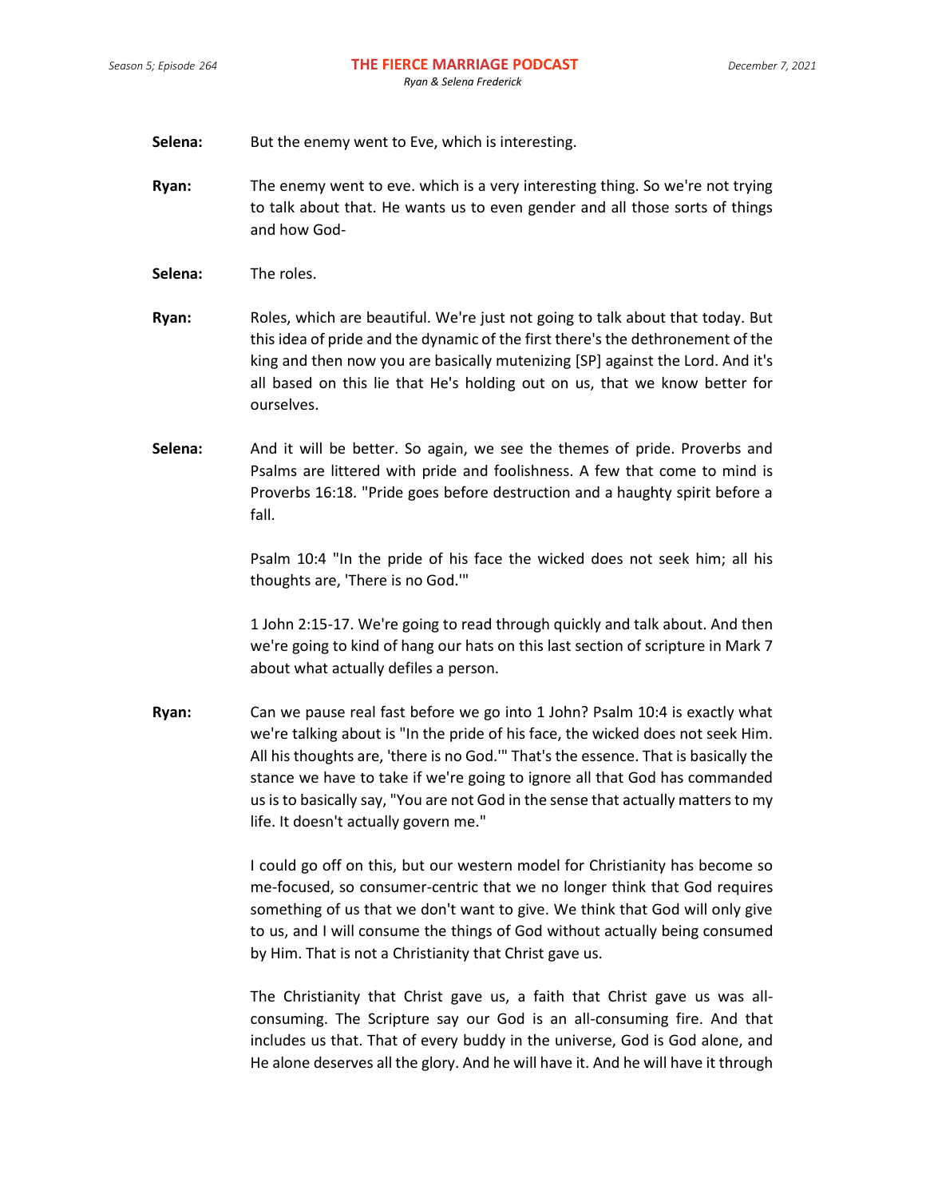**Selena:** But the enemy went to Eve, which is interesting.

**Ryan:** The enemy went to eve. which is a very interesting thing. So we're not trying to talk about that. He wants us to even gender and all those sorts of things and how God-

**Selena:** The roles.

**Ryan:** Roles, which are beautiful. We're just not going to talk about that today. But this idea of pride and the dynamic of the first there's the dethronement of the king and then now you are basically mutenizing [SP] against the Lord. And it's all based on this lie that He's holding out on us, that we know better for ourselves.

**Selena:** And it will be better. So again, we see the themes of pride. Proverbs and Psalms are littered with pride and foolishness. A few that come to mind is Proverbs 16:18. "Pride goes before destruction and a haughty spirit before a fall.

Psalm 10:4 "In the pride of his face the wicked does not seek him; all his thoughts are, 'There is no God.'"

1 John 2:15-17. We're going to read through quickly and talk about. And then we're going to kind of hang our hats on this last section of scripture in Mark 7 about what actually defiles a person.

**Ryan:** Can we pause real fast before we go into 1 John? Psalm 10:4 is exactly what we're talking about is "In the pride of his face, the wicked does not seek Him. All his thoughts are, 'there is no God.'" That's the essence. That is basically the stance we have to take if we're going to ignore all that God has commanded us is to basically say, "You are not God in the sense that actually matters to my life. It doesn't actually govern me."

I could go off on this, but our western model for Christianity has become so me-focused, so consumer-centric that we no longer think that God requires something of us that we don't want to give. We think that God will only give to us, and I will consume the things of God without actually being consumed by Him. That is not a Christianity that Christ gave us.

The Christianity that Christ gave us, a faith that Christ gave us was all-consuming. The Scripture say our God is an all-consuming fire. And that includes us that. That of every buddy in the universe, God is God alone, and He alone deserves all the glory. And he will have it. And he will have it through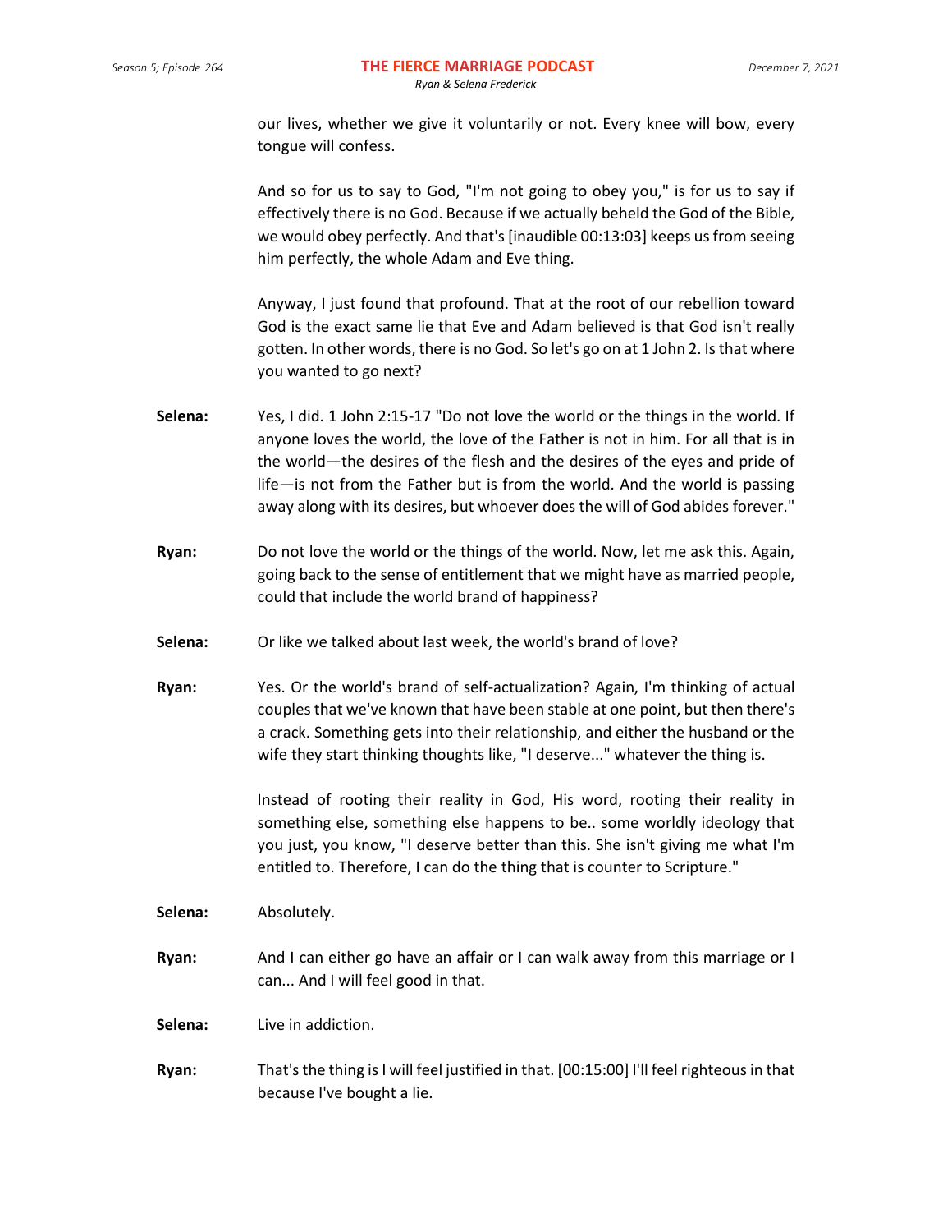our lives, whether we give it voluntarily or not. Every knee will bow, every tongue will confess.

And so for us to say to God, "I'm not going to obey you," is for us to say if effectively there is no God. Because if we actually beheld the God of the Bible, we would obey perfectly. And that's [inaudible 00:13:03] keeps us from seeing him perfectly, the whole Adam and Eve thing.

Anyway, I just found that profound. That at the root of our rebellion toward God is the exact same lie that Eve and Adam believed is that God isn't really gotten. In other words, there is no God. So let's go on at 1 John 2. Is that where you wanted to go next?

**Selena:** Yes, I did. 1 John 2:15-17 "Do not love the world or the things in the world. If anyone loves the world, the love of the Father is not in him. For all that is in the world—the desires of the flesh and the desires of the eyes and pride of life—is not from the Father but is from the world. And the world is passing away along with its desires, but whoever does the will of God abides forever."

**Ryan:** Do not love the world or the things of the world. Now, let me ask this. Again, going back to the sense of entitlement that we might have as married people, could that include the world brand of happiness?

**Selena:** Or like we talked about last week, the world's brand of love?

**Ryan:** Yes. Or the world's brand of self-actualization? Again, I'm thinking of actual couples that we've known that have been stable at one point, but then there's a crack. Something gets into their relationship, and either the husband or the wife they start thinking thoughts like, "I deserve..." whatever the thing is.

Instead of rooting their reality in God, His word, rooting their reality in something else, something else happens to be.. some worldly ideology that you just, you know, "I deserve better than this. She isn't giving me what I'm entitled to. Therefore, I can do the thing that is counter to Scripture."

**Selena:** Absolutely.

**Ryan:** And I can either go have an affair or I can walk away from this marriage or I can... And I will feel good in that.

**Selena:** Live in addiction.

**Ryan:** That's the thing is I will feel justified in that. [00:15:00] I'll feel righteous in that because I've bought a lie.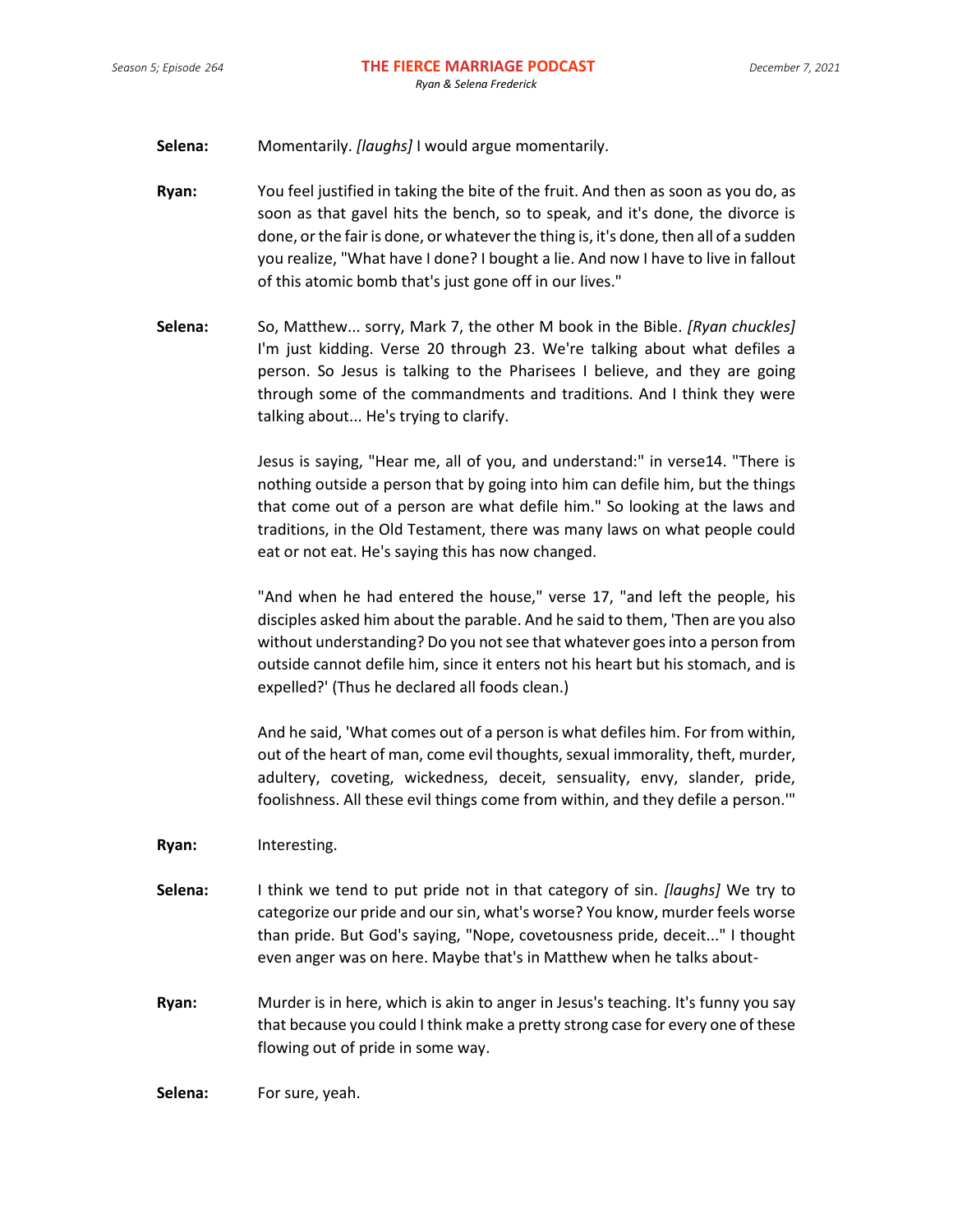**Selena:** Momentarily. *[laughs]* I would argue momentarily.

**Ryan:** You feel justified in taking the bite of the fruit. And then as soon as you do, as soon as that gavel hits the bench, so to speak, and it's done, the divorce is done, or the fair is done, or whatever the thing is, it's done, then all of a sudden you realize, "What have I done? I bought a lie. And now I have to live in fallout of this atomic bomb that's just gone off in our lives."

**Selena:** So, Matthew... sorry, Mark 7, the other M book in the Bible. *[Ryan chuckles]* I'm just kidding. Verse 20 through 23. We're talking about what defiles a person. So Jesus is talking to the Pharisees I believe, and they are going through some of the commandments and traditions. And I think they were talking about... He's trying to clarify.

Jesus is saying, "Hear me, all of you, and understand:" in verse14. "There is nothing outside a person that by going into him can defile him, but the things that come out of a person are what defile him." So looking at the laws and traditions, in the Old Testament, there was many laws on what people could eat or not eat. He's saying this has now changed.

"And when he had entered the house," verse 17, "and left the people, his disciples asked him about the parable. And he said to them, 'Then are you also without understanding? Do you not see that whatever goes into a person from outside cannot defile him, since it enters not his heart but his stomach, and is expelled?' (Thus he declared all foods clean.)

And he said, 'What comes out of a person is what defiles him. For from within, out of the heart of man, come evil thoughts, sexual immorality, theft, murder, adultery, coveting, wickedness, deceit, sensuality, envy, slander, pride, foolishness. All these evil things come from within, and they defile a person.'"

**Ryan:** Interesting.

**Selena:** I think we tend to put pride not in that category of sin. *[laughs]* We try to categorize our pride and our sin, what's worse? You know, murder feels worse than pride. But God's saying, "Nope, covetousness pride, deceit..." I thought even anger was on here. Maybe that's in Matthew when he talks about-

**Ryan:** Murder is in here, which is akin to anger in Jesus's teaching. It's funny you say that because you could I think make a pretty strong case for every one of these flowing out of pride in some way.

**Selena:** For sure, yeah.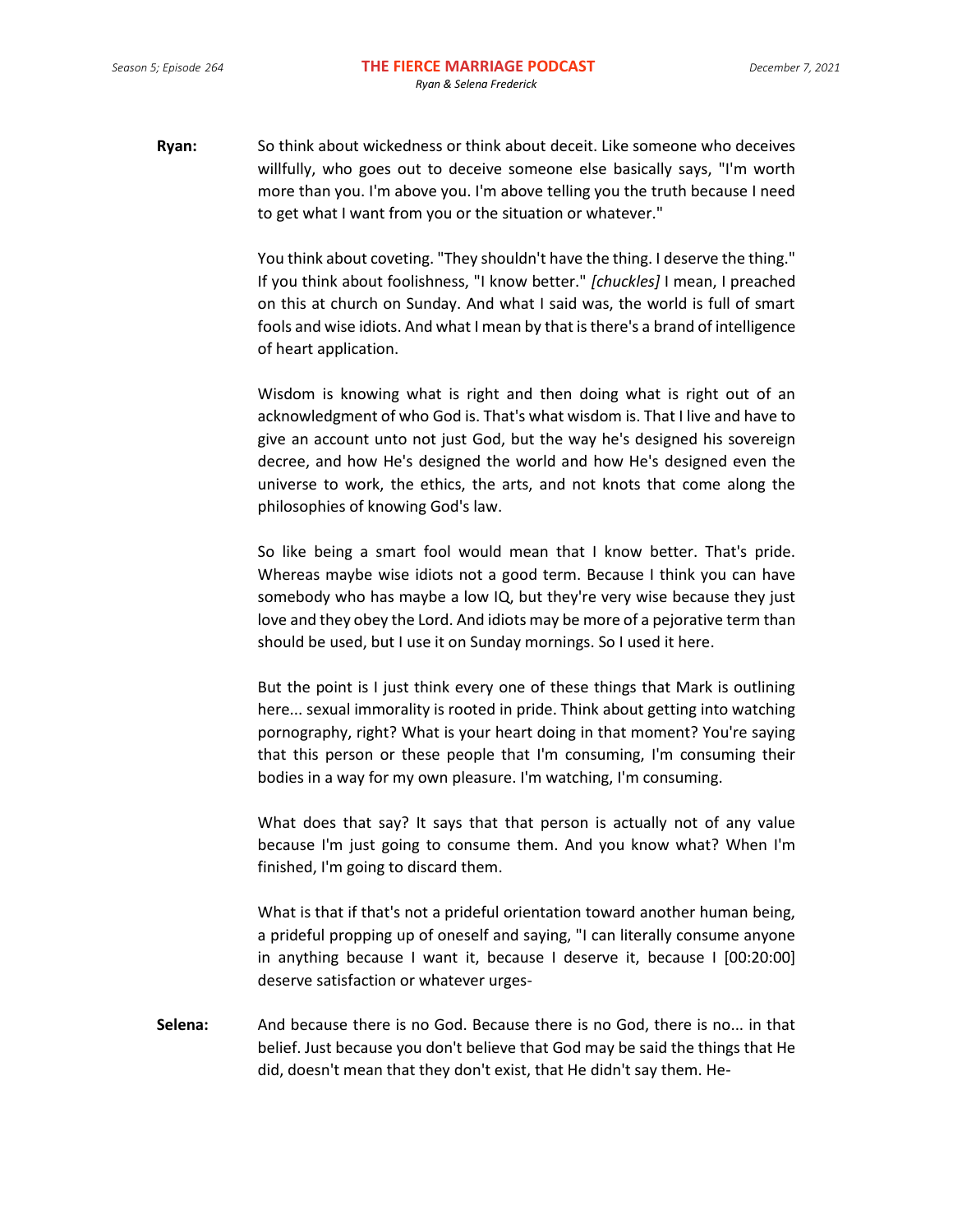**Ryan:** So think about wickedness or think about deceit. Like someone who deceives willfully, who goes out to deceive someone else basically says, "I'm worth more than you. I'm above you. I'm above telling you the truth because I need to get what I want from you or the situation or whatever."

You think about coveting. "They shouldn't have the thing. I deserve the thing." If you think about foolishness, "I know better." *[chuckles]* I mean, I preached on this at church on Sunday. And what I said was, the world is full of smart fools and wise idiots. And what I mean by that is there's a brand of intelligence of heart application.

Wisdom is knowing what is right and then doing what is right out of an acknowledgment of who God is. That's what wisdom is. That I live and have to give an account unto not just God, but the way he's designed his sovereign decree, and how He's designed the world and how He's designed even the universe to work, the ethics, the arts, and not knots that come along the philosophies of knowing God's law.

So like being a smart fool would mean that I know better. That's pride. Whereas maybe wise idiots not a good term. Because I think you can have somebody who has maybe a low IQ, but they're very wise because they just love and they obey the Lord. And idiots may be more of a pejorative term than should be used, but I use it on Sunday mornings. So I used it here.

But the point is I just think every one of these things that Mark is outlining here... sexual immorality is rooted in pride. Think about getting into watching pornography, right? What is your heart doing in that moment? You're saying that this person or these people that I'm consuming, I'm consuming their bodies in a way for my own pleasure. I'm watching, I'm consuming.

What does that say? It says that that person is actually not of any value because I'm just going to consume them. And you know what? When I'm finished, I'm going to discard them.

What is that if that's not a prideful orientation toward another human being, a prideful propping up of oneself and saying, "I can literally consume anyone in anything because I want it, because I deserve it, because I [00:20:00] deserve satisfaction or whatever urges-

**Selena:** And because there is no God. Because there is no God, there is no... in that belief. Just because you don't believe that God may be said the things that He did, doesn't mean that they don't exist, that He didn't say them. He-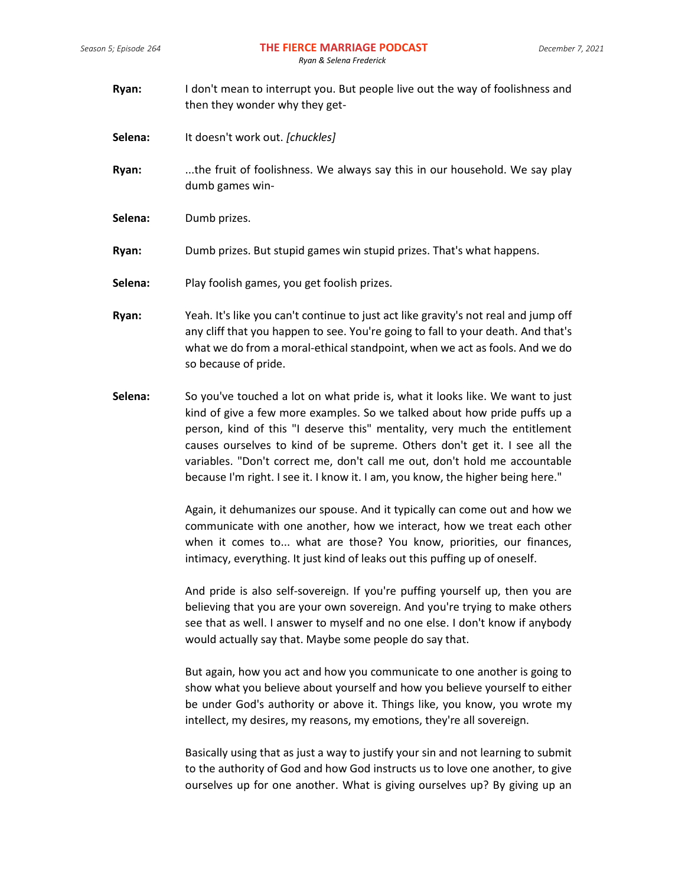**Ryan:** I don't mean to interrupt you. But people live out the way of foolishness and then they wonder why they get-

**Selena:** It doesn't work out. *[chuckles]*

**Ryan:** ...the fruit of foolishness. We always say this in our household. We say play dumb games win-

**Selena:** Dumb prizes.

**Ryan:** Dumb prizes. But stupid games win stupid prizes. That's what happens.

**Selena:** Play foolish games, you get foolish prizes.

**Ryan:** Yeah. It's like you can't continue to just act like gravity's not real and jump off any cliff that you happen to see. You're going to fall to your death. And that's what we do from a moral-ethical standpoint, when we act as fools. And we do so because of pride.

**Selena:** So you've touched a lot on what pride is, what it looks like. We want to just kind of give a few more examples. So we talked about how pride puffs up a person, kind of this "I deserve this" mentality, very much the entitlement causes ourselves to kind of be supreme. Others don't get it. I see all the variables. "Don't correct me, don't call me out, don't hold me accountable because I'm right. I see it. I know it. I am, you know, the higher being here."

Again, it dehumanizes our spouse. And it typically can come out and how we communicate with one another, how we interact, how we treat each other when it comes to... what are those? You know, priorities, our finances, intimacy, everything. It just kind of leaks out this puffing up of oneself.

And pride is also self-sovereign. If you're puffing yourself up, then you are believing that you are your own sovereign. And you're trying to make others see that as well. I answer to myself and no one else. I don't know if anybody would actually say that. Maybe some people do say that.

But again, how you act and how you communicate to one another is going to show what you believe about yourself and how you believe yourself to either be under God's authority or above it. Things like, you know, you wrote my intellect, my desires, my reasons, my emotions, they're all sovereign.

Basically using that as just a way to justify your sin and not learning to submit to the authority of God and how God instructs us to love one another, to give ourselves up for one another. What is giving ourselves up? By giving up an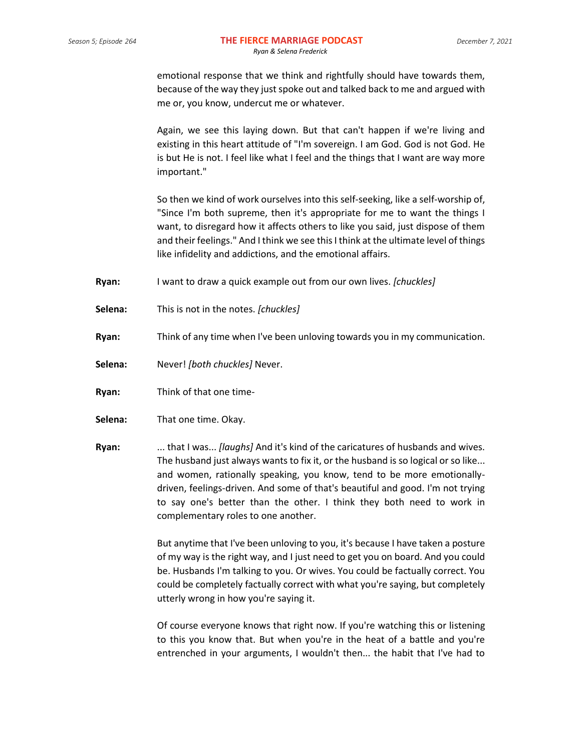emotional response that we think and rightfully should have towards them, because of the way they just spoke out and talked back to me and argued with me or, you know, undercut me or whatever.

Again, we see this laying down. But that can't happen if we're living and existing in this heart attitude of "I'm sovereign. I am God. God is not God. He is but He is not. I feel like what I feel and the things that I want are way more important."

So then we kind of work ourselves into this self-seeking, like a self-worship of, "Since I'm both supreme, then it's appropriate for me to want the things I want, to disregard how it affects others to like you said, just dispose of them and their feelings." And I think we see this I think at the ultimate level of things like infidelity and addictions, and the emotional affairs.

**Ryan:** I want to draw a quick example out from our own lives. *[chuckles]*

**Selena:** This is not in the notes. *[chuckles]*

**Ryan:** Think of any time when I've been unloving towards you in my communication.

**Selena:** Never! *[both chuckles]* Never.

**Ryan:** Think of that one time-

**Selena:** That one time. Okay.

**Ryan:** ... that I was... *[laughs]* And it's kind of the caricatures of husbands and wives. The husband just always wants to fix it, or the husband is so logical or so like... and women, rationally speaking, you know, tend to be more emotionally-driven, feelings-driven. And some of that's beautiful and good. I'm not trying to say one's better than the other. I think they both need to work in complementary roles to one another.

But anytime that I've been unloving to you, it's because I have taken a posture of my way is the right way, and I just need to get you on board. And you could be. Husbands I'm talking to you. Or wives. You could be factually correct. You could be completely factually correct with what you're saying, but completely utterly wrong in how you're saying it.

Of course everyone knows that right now. If you're watching this or listening to this you know that. But when you're in the heat of a battle and you're entrenched in your arguments, I wouldn't then... the habit that I've had to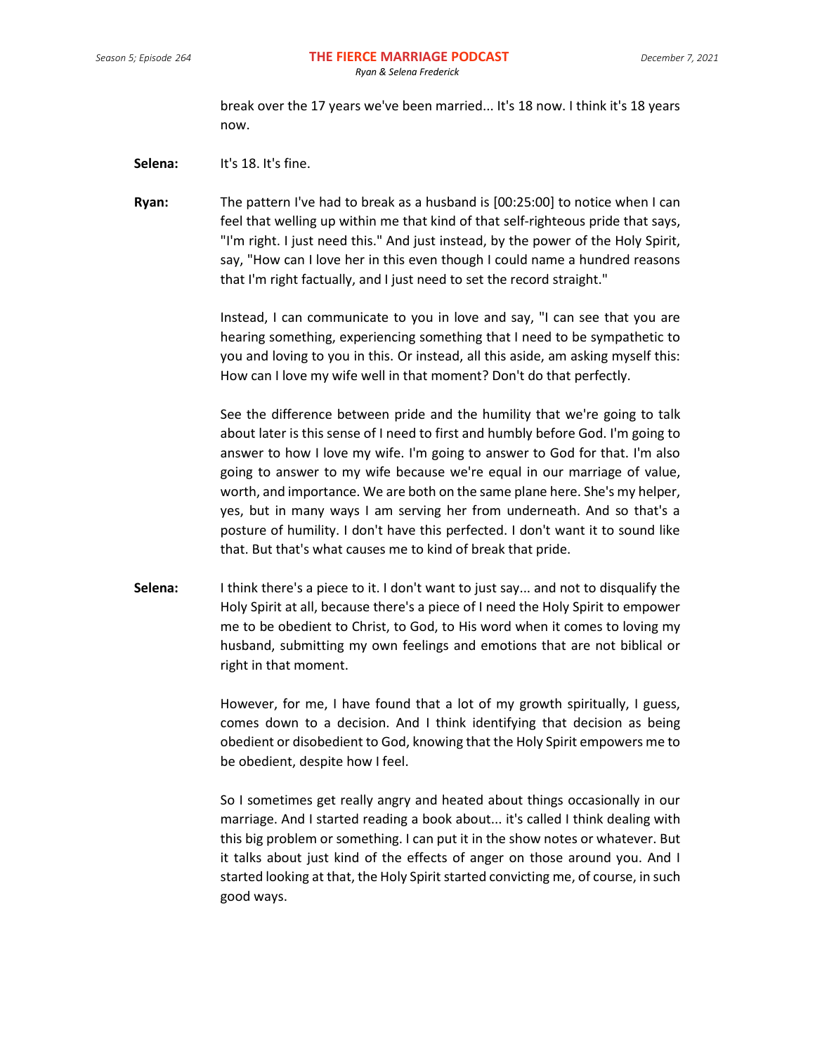break over the 17 years we've been married... It's 18 now. I think it's 18 years now.

**Selena:** It's 18. It's fine.

**Ryan:** The pattern I've had to break as a husband is [00:25:00] to notice when I can feel that welling up within me that kind of that self-righteous pride that says, "I'm right. I just need this." And just instead, by the power of the Holy Spirit, say, "How can I love her in this even though I could name a hundred reasons that I'm right factually, and I just need to set the record straight."

Instead, I can communicate to you in love and say, "I can see that you are hearing something, experiencing something that I need to be sympathetic to you and loving to you in this. Or instead, all this aside, am asking myself this: How can I love my wife well in that moment? Don't do that perfectly.

See the difference between pride and the humility that we're going to talk about later is this sense of I need to first and humbly before God. I'm going to answer to how I love my wife. I'm going to answer to God for that. I'm also going to answer to my wife because we're equal in our marriage of value, worth, and importance. We are both on the same plane here. She's my helper, yes, but in many ways I am serving her from underneath. And so that's a posture of humility. I don't have this perfected. I don't want it to sound like that. But that's what causes me to kind of break that pride.

**Selena:** I think there's a piece to it. I don't want to just say... and not to disqualify the Holy Spirit at all, because there's a piece of I need the Holy Spirit to empower me to be obedient to Christ, to God, to His word when it comes to loving my husband, submitting my own feelings and emotions that are not biblical or right in that moment.

However, for me, I have found that a lot of my growth spiritually, I guess, comes down to a decision. And I think identifying that decision as being obedient or disobedient to God, knowing that the Holy Spirit empowers me to be obedient, despite how I feel.

So I sometimes get really angry and heated about things occasionally in our marriage. And I started reading a book about... it's called I think dealing with this big problem or something. I can put it in the show notes or whatever. But it talks about just kind of the effects of anger on those around you. And I started looking at that, the Holy Spirit started convicting me, of course, in such good ways.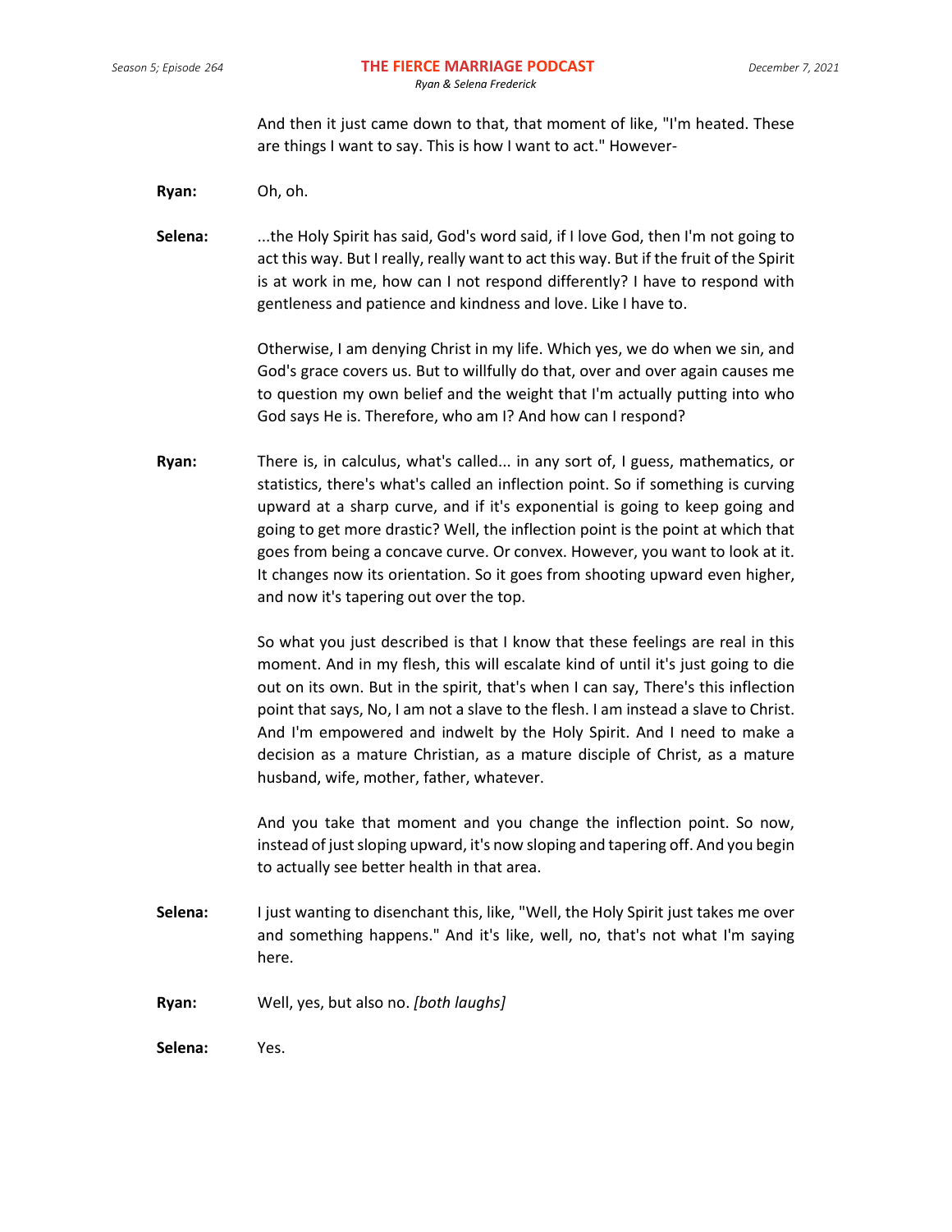And then it just came down to that, that moment of like, "I'm heated. These are things I want to say. This is how I want to act." However-

**Ryan:** Oh, oh.

**Selena:** ...the Holy Spirit has said, God's word said, if I love God, then I'm not going to act this way. But I really, really want to act this way. But if the fruit of the Spirit is at work in me, how can I not respond differently? I have to respond with gentleness and patience and kindness and love. Like I have to.

Otherwise, I am denying Christ in my life. Which yes, we do when we sin, and God's grace covers us. But to willfully do that, over and over again causes me to question my own belief and the weight that I'm actually putting into who God says He is. Therefore, who am I? And how can I respond?

**Ryan:** There is, in calculus, what's called... in any sort of, I guess, mathematics, or statistics, there's what's called an inflection point. So if something is curving upward at a sharp curve, and if it's exponential is going to keep going and going to get more drastic? Well, the inflection point is the point at which that goes from being a concave curve. Or convex. However, you want to look at it. It changes now its orientation. So it goes from shooting upward even higher, and now it's tapering out over the top.

So what you just described is that I know that these feelings are real in this moment. And in my flesh, this will escalate kind of until it's just going to die out on its own. But in the spirit, that's when I can say, There's this inflection point that says, No, I am not a slave to the flesh. I am instead a slave to Christ. And I'm empowered and indwelt by the Holy Spirit. And I need to make a decision as a mature Christian, as a mature disciple of Christ, as a mature husband, wife, mother, father, whatever.

And you take that moment and you change the inflection point. So now, instead of just sloping upward, it's now sloping and tapering off. And you begin to actually see better health in that area.

**Selena:** I just wanting to disenchant this, like, "Well, the Holy Spirit just takes me over and something happens." And it's like, well, no, that's not what I'm saying here.

**Ryan:** Well, yes, but also no. *[both laughs]*

**Selena:** Yes.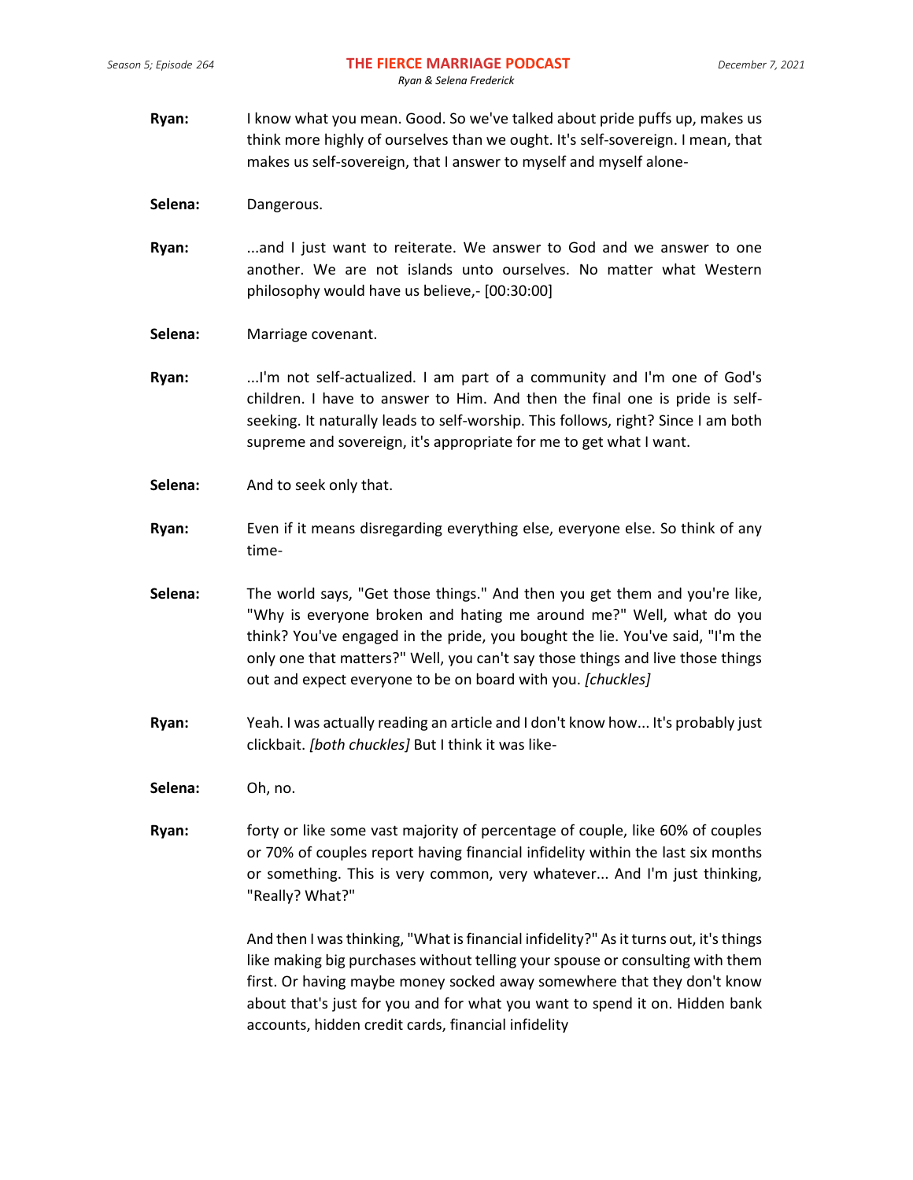**Ryan:** I know what you mean. Good. So we've talked about pride puffs up, makes us think more highly of ourselves than we ought. It's self-sovereign. I mean, that makes us self-sovereign, that I answer to myself and myself alone-

**Selena:** Dangerous.

**Ryan:** ...and I just want to reiterate. We answer to God and we answer to one another. We are not islands unto ourselves. No matter what Western philosophy would have us believe,- [00:30:00]

**Selena:** Marriage covenant.

**Ryan:** ...I'm not self-actualized. I am part of a community and I'm one of God's children. I have to answer to Him. And then the final one is pride is self-seeking. It naturally leads to self-worship. This follows, right? Since I am both supreme and sovereign, it's appropriate for me to get what I want.

**Selena:** And to seek only that.

**Ryan:** Even if it means disregarding everything else, everyone else. So think of any time-

**Selena:** The world says, "Get those things." And then you get them and you're like, "Why is everyone broken and hating me around me?" Well, what do you think? You've engaged in the pride, you bought the lie. You've said, "I'm the only one that matters?" Well, you can't say those things and live those things out and expect everyone to be on board with you. *[chuckles]*

**Ryan:** Yeah. I was actually reading an article and I don't know how... It's probably just clickbait. *[both chuckles]* But I think it was like-

**Selena:** Oh, no.

**Ryan:** forty or like some vast majority of percentage of couple, like 60% of couples or 70% of couples report having financial infidelity within the last six months or something. This is very common, very whatever... And I'm just thinking, "Really? What?"

And then I was thinking, "What is financial infidelity?" As it turns out, it's things like making big purchases without telling your spouse or consulting with them first. Or having maybe money socked away somewhere that they don't know about that's just for you and for what you want to spend it on. Hidden bank accounts, hidden credit cards, financial infidelity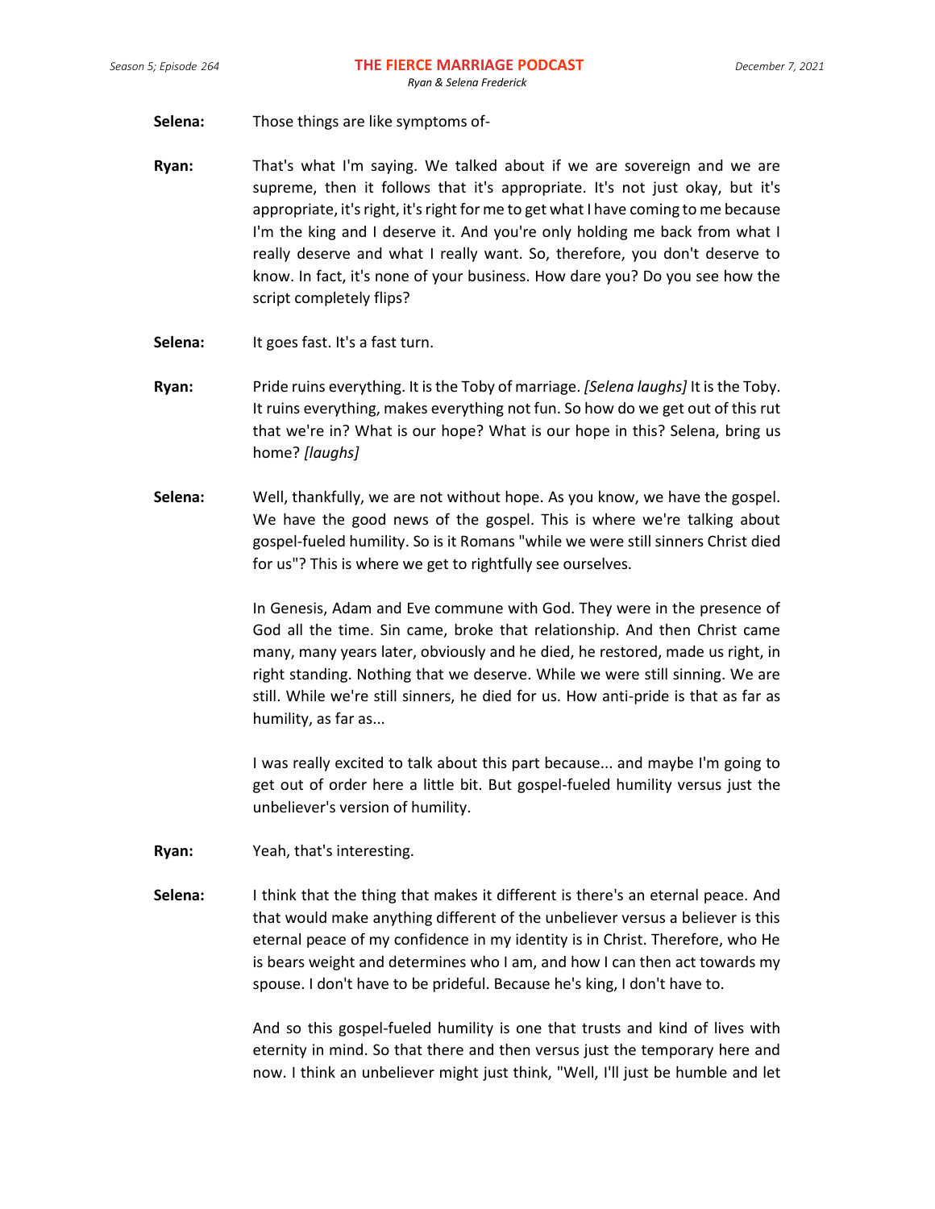**Selena:** Those things are like symptoms of-

**Ryan:** That's what I'm saying. We talked about if we are sovereign and we are supreme, then it follows that it's appropriate. It's not just okay, but it's appropriate, it's right, it's right for me to get what I have coming to me because I'm the king and I deserve it. And you're only holding me back from what I really deserve and what I really want. So, therefore, you don't deserve to know. In fact, it's none of your business. How dare you? Do you see how the script completely flips?

**Selena:** It goes fast. It's a fast turn.

**Ryan:** Pride ruins everything. It is the Toby of marriage. *[Selena laughs]* It is the Toby. It ruins everything, makes everything not fun. So how do we get out of this rut that we're in? What is our hope? What is our hope in this? Selena, bring us home? *[laughs]*

**Selena:** Well, thankfully, we are not without hope. As you know, we have the gospel. We have the good news of the gospel. This is where we're talking about gospel-fueled humility. So is it Romans "while we were still sinners Christ died for us"? This is where we get to rightfully see ourselves.

In Genesis, Adam and Eve commune with God. They were in the presence of God all the time. Sin came, broke that relationship. And then Christ came many, many years later, obviously and he died, he restored, made us right, in right standing. Nothing that we deserve. While we were still sinning. We are still. While we're still sinners, he died for us. How anti-pride is that as far as humility, as far as...

I was really excited to talk about this part because... and maybe I'm going to get out of order here a little bit. But gospel-fueled humility versus just the unbeliever's version of humility.

**Ryan:** Yeah, that's interesting.

**Selena:** I think that the thing that makes it different is there's an eternal peace. And that would make anything different of the unbeliever versus a believer is this eternal peace of my confidence in my identity is in Christ. Therefore, who He is bears weight and determines who I am, and how I can then act towards my spouse. I don't have to be prideful. Because he's king, I don't have to.

And so this gospel-fueled humility is one that trusts and kind of lives with eternity in mind. So that there and then versus just the temporary here and now. I think an unbeliever might just think, "Well, I'll just be humble and let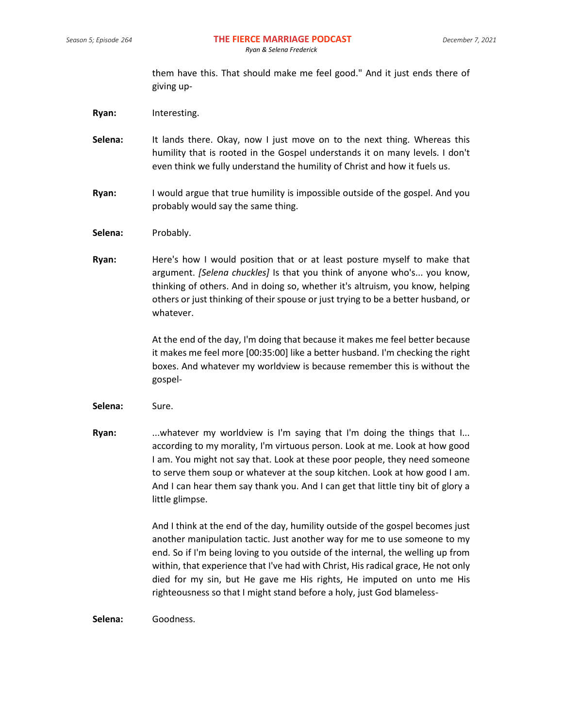them have this. That should make me feel good." And it just ends there of giving up-

**Ryan:** Interesting.

**Selena:** It lands there. Okay, now I just move on to the next thing. Whereas this humility that is rooted in the Gospel understands it on many levels. I don't even think we fully understand the humility of Christ and how it fuels us.

**Ryan:** I would argue that true humility is impossible outside of the gospel. And you probably would say the same thing.

**Selena:** Probably.

**Ryan:** Here's how I would position that or at least posture myself to make that argument. *[Selena chuckles]* Is that you think of anyone who's... you know, thinking of others. And in doing so, whether it's altruism, you know, helping others or just thinking of their spouse or just trying to be a better husband, or whatever.

At the end of the day, I'm doing that because it makes me feel better because it makes me feel more [00:35:00] like a better husband. I'm checking the right boxes. And whatever my worldview is because remember this is without the gospel-

**Selena:** Sure.

**Ryan:** ...whatever my worldview is I'm saying that I'm doing the things that I... according to my morality, I'm virtuous person. Look at me. Look at how good I am. You might not say that. Look at these poor people, they need someone to serve them soup or whatever at the soup kitchen. Look at how good I am. And I can hear them say thank you. And I can get that little tiny bit of glory a little glimpse.

And I think at the end of the day, humility outside of the gospel becomes just another manipulation tactic. Just another way for me to use someone to my end. So if I'm being loving to you outside of the internal, the welling up from within, that experience that I've had with Christ, His radical grace, He not only died for my sin, but He gave me His rights, He imputed on unto me His righteousness so that I might stand before a holy, just God blameless-

**Selena:** Goodness.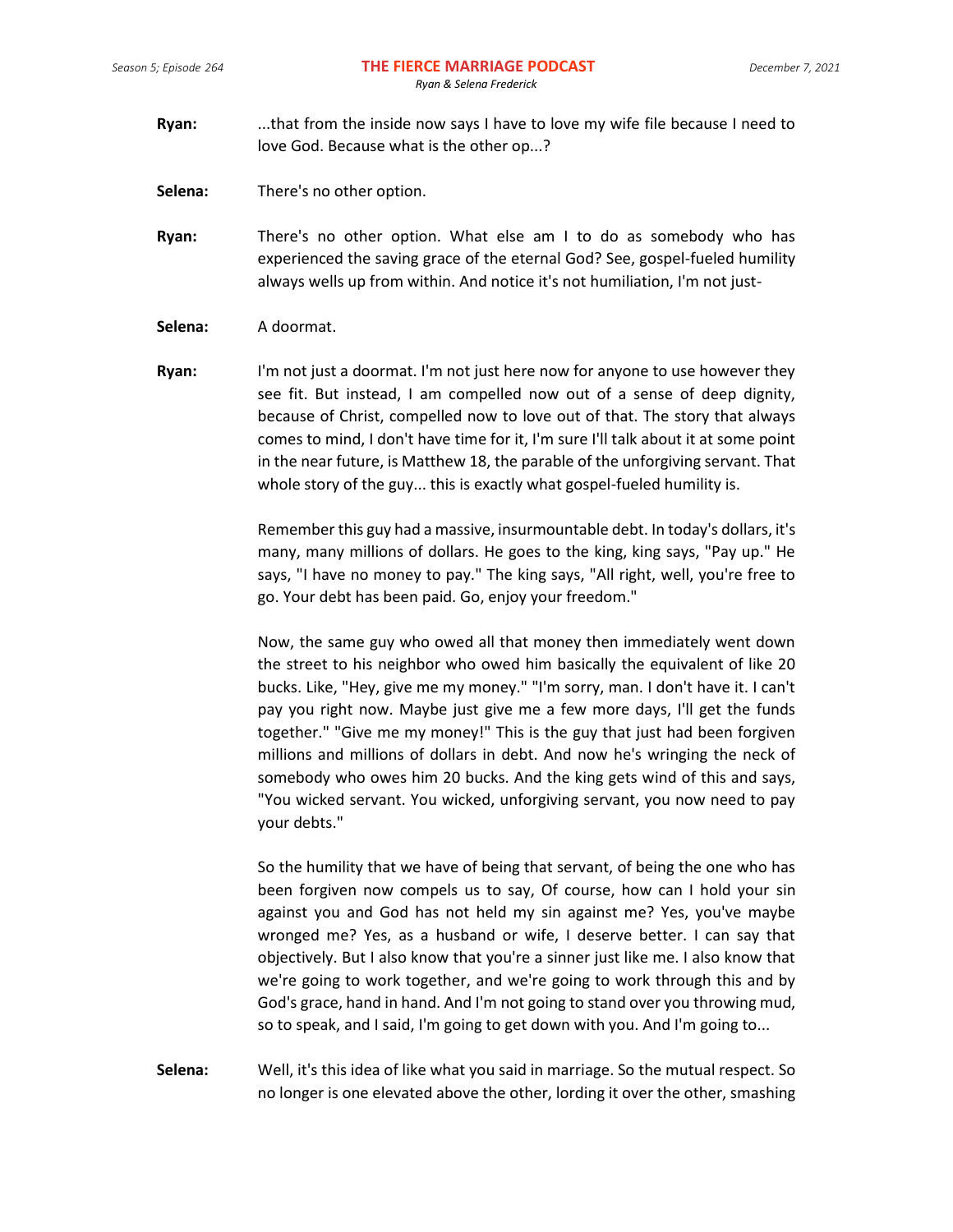**Ryan:** ...that from the inside now says I have to love my wife file because I need to love God. Because what is the other op...?

**Selena:** There's no other option.

**Ryan:** There's no other option. What else am I to do as somebody who has experienced the saving grace of the eternal God? See, gospel-fueled humility always wells up from within. And notice it's not humiliation, I'm not just-

**Selena:** A doormat.

**Ryan:** I'm not just a doormat. I'm not just here now for anyone to use however they see fit. But instead, I am compelled now out of a sense of deep dignity, because of Christ, compelled now to love out of that. The story that always comes to mind, I don't have time for it, I'm sure I'll talk about it at some point in the near future, is Matthew 18, the parable of the unforgiving servant. That whole story of the guy... this is exactly what gospel-fueled humility is.

Remember this guy had a massive, insurmountable debt. In today's dollars, it's many, many millions of dollars. He goes to the king, king says, "Pay up." He says, "I have no money to pay." The king says, "All right, well, you're free to go. Your debt has been paid. Go, enjoy your freedom."

Now, the same guy who owed all that money then immediately went down the street to his neighbor who owed him basically the equivalent of like 20 bucks. Like, "Hey, give me my money." "I'm sorry, man. I don't have it. I can't pay you right now. Maybe just give me a few more days, I'll get the funds together." "Give me my money!" This is the guy that just had been forgiven millions and millions of dollars in debt. And now he's wringing the neck of somebody who owes him 20 bucks. And the king gets wind of this and says, "You wicked servant. You wicked, unforgiving servant, you now need to pay your debts."

So the humility that we have of being that servant, of being the one who has been forgiven now compels us to say, Of course, how can I hold your sin against you and God has not held my sin against me? Yes, you've maybe wronged me? Yes, as a husband or wife, I deserve better. I can say that objectively. But I also know that you're a sinner just like me. I also know that we're going to work together, and we're going to work through this and by God's grace, hand in hand. And I'm not going to stand over you throwing mud, so to speak, and I said, I'm going to get down with you. And I'm going to...

**Selena:** Well, it's this idea of like what you said in marriage. So the mutual respect. So no longer is one elevated above the other, lording it over the other, smashing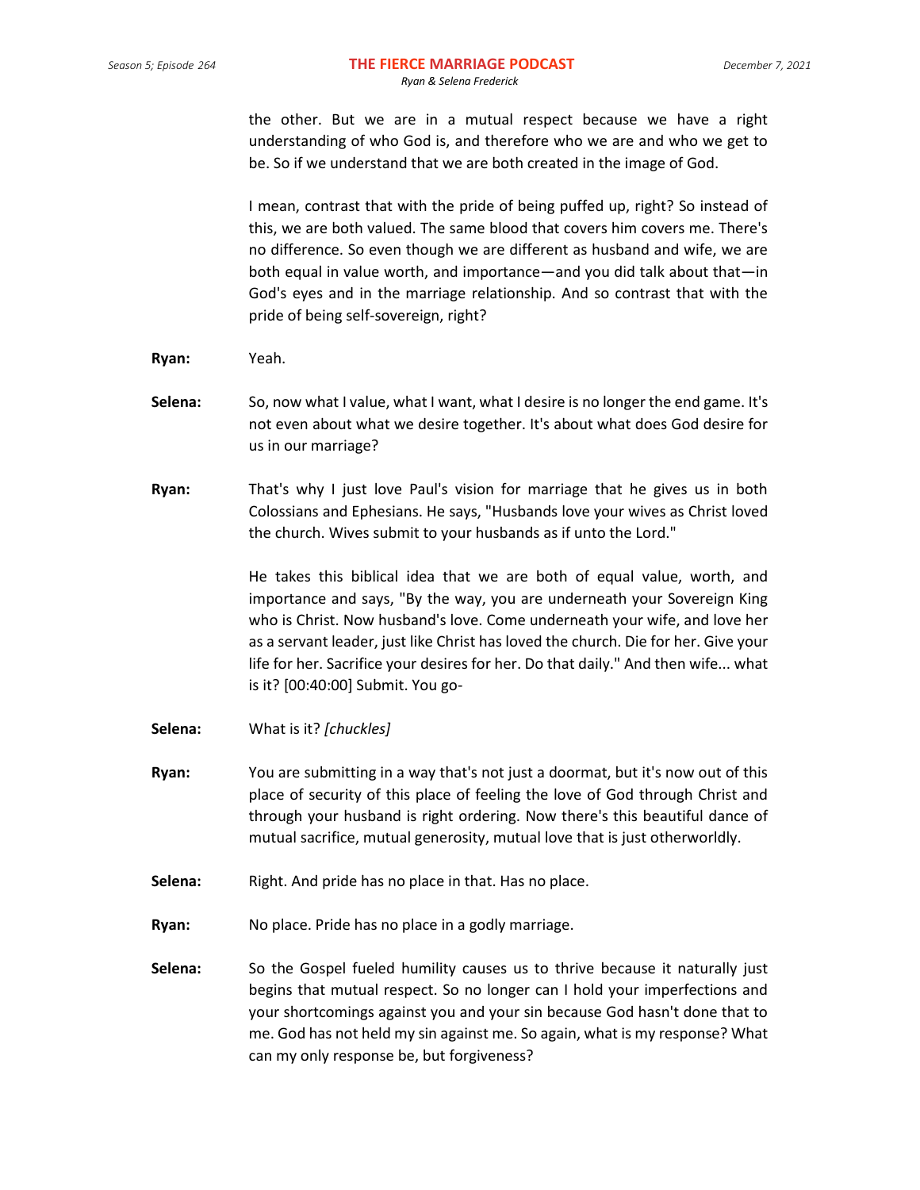the other. But we are in a mutual respect because we have a right understanding of who God is, and therefore who we are and who we get to be. So if we understand that we are both created in the image of God.

I mean, contrast that with the pride of being puffed up, right? So instead of this, we are both valued. The same blood that covers him covers me. There's no difference. So even though we are different as husband and wife, we are both equal in value worth, and importance—and you did talk about that—in God's eyes and in the marriage relationship. And so contrast that with the pride of being self-sovereign, right?

**Ryan:** Yeah.

**Selena:** So, now what I value, what I want, what I desire is no longer the end game. It's not even about what we desire together. It's about what does God desire for us in our marriage?

**Ryan:** That's why I just love Paul's vision for marriage that he gives us in both Colossians and Ephesians. He says, "Husbands love your wives as Christ loved the church. Wives submit to your husbands as if unto the Lord."

He takes this biblical idea that we are both of equal value, worth, and importance and says, "By the way, you are underneath your Sovereign King who is Christ. Now husband's love. Come underneath your wife, and love her as a servant leader, just like Christ has loved the church. Die for her. Give your life for her. Sacrifice your desires for her. Do that daily." And then wife... what is it? [00:40:00] Submit. You go-

**Selena:** What is it? *[chuckles]*

**Ryan:** You are submitting in a way that's not just a doormat, but it's now out of this place of security of this place of feeling the love of God through Christ and through your husband is right ordering. Now there's this beautiful dance of mutual sacrifice, mutual generosity, mutual love that is just otherworldly.

**Selena:** Right. And pride has no place in that. Has no place.

**Ryan:** No place. Pride has no place in a godly marriage.

**Selena:** So the Gospel fueled humility causes us to thrive because it naturally just begins that mutual respect. So no longer can I hold your imperfections and your shortcomings against you and your sin because God hasn't done that to me. God has not held my sin against me. So again, what is my response? What can my only response be, but forgiveness?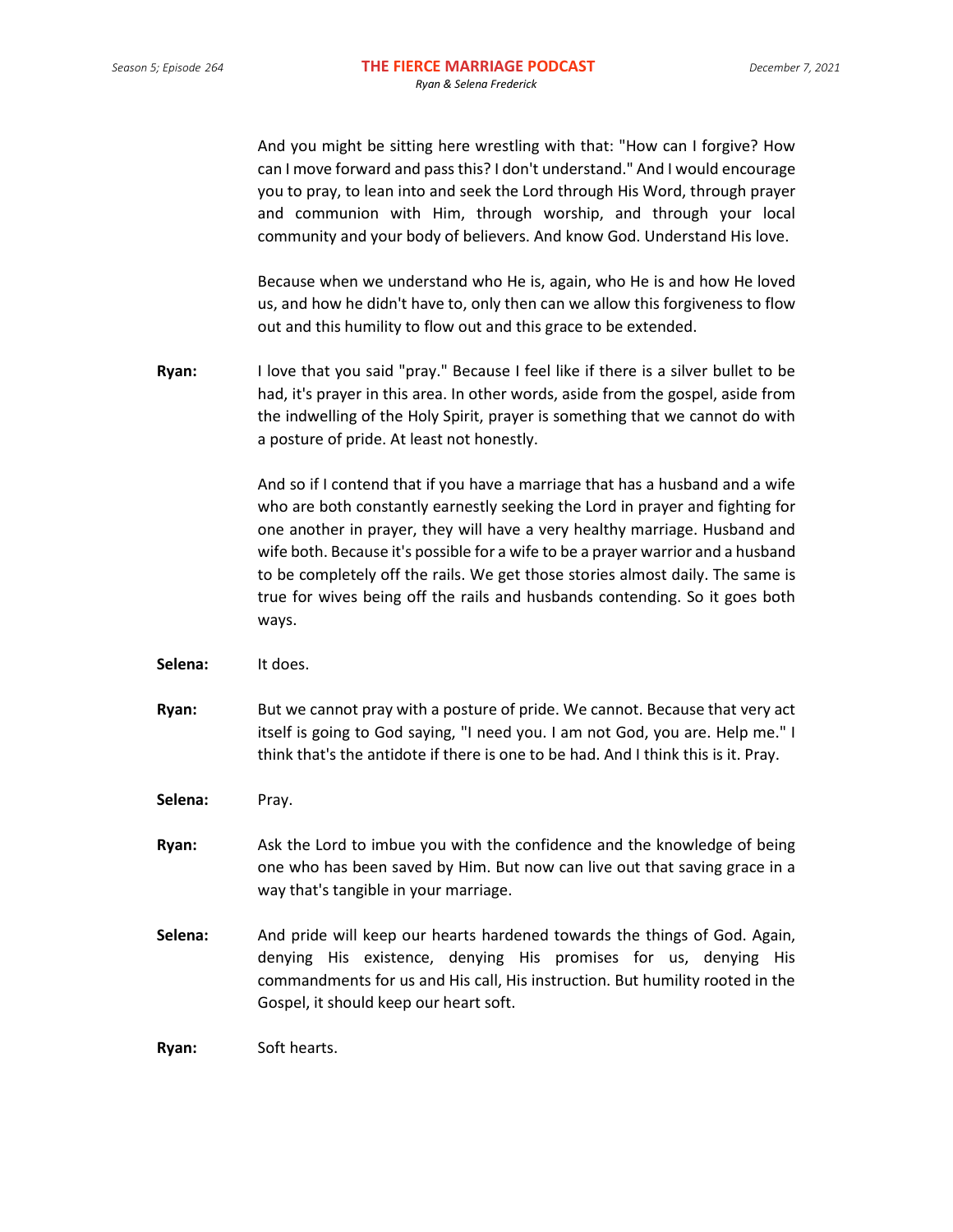And you might be sitting here wrestling with that: "How can I forgive? How can I move forward and pass this? I don't understand." And I would encourage you to pray, to lean into and seek the Lord through His Word, through prayer and communion with Him, through worship, and through your local community and your body of believers. And know God. Understand His love.

Because when we understand who He is, again, who He is and how He loved us, and how he didn't have to, only then can we allow this forgiveness to flow out and this humility to flow out and this grace to be extended.

**Ryan:** I love that you said "pray." Because I feel like if there is a silver bullet to be had, it's prayer in this area. In other words, aside from the gospel, aside from the indwelling of the Holy Spirit, prayer is something that we cannot do with a posture of pride. At least not honestly.

And so if I contend that if you have a marriage that has a husband and a wife who are both constantly earnestly seeking the Lord in prayer and fighting for one another in prayer, they will have a very healthy marriage. Husband and wife both. Because it's possible for a wife to be a prayer warrior and a husband to be completely off the rails. We get those stories almost daily. The same is true for wives being off the rails and husbands contending. So it goes both ways.

**Selena:** It does.

**Ryan:** But we cannot pray with a posture of pride. We cannot. Because that very act itself is going to God saying, "I need you. I am not God, you are. Help me." I think that's the antidote if there is one to be had. And I think this is it. Pray.

**Selena:** Pray.

**Ryan:** Ask the Lord to imbue you with the confidence and the knowledge of being one who has been saved by Him. But now can live out that saving grace in a way that's tangible in your marriage.

**Selena:** And pride will keep our hearts hardened towards the things of God. Again, denying His existence, denying His promises for us, denying His commandments for us and His call, His instruction. But humility rooted in the Gospel, it should keep our heart soft.

**Ryan:** Soft hearts.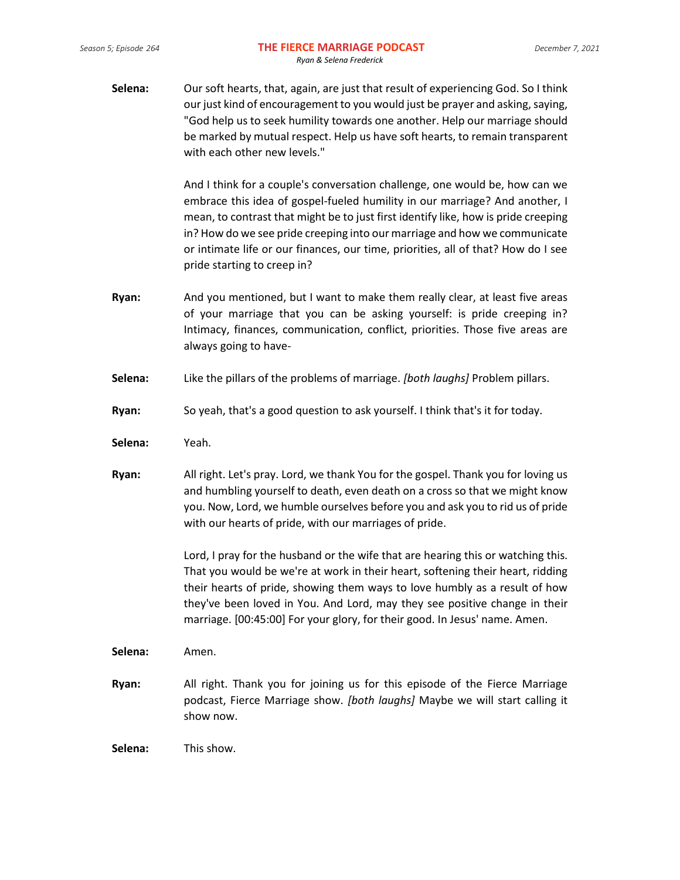**Selena:** Our soft hearts, that, again, are just that result of experiencing God. So I think our just kind of encouragement to you would just be prayer and asking, saying, "God help us to seek humility towards one another. Help our marriage should be marked by mutual respect. Help us have soft hearts, to remain transparent with each other new levels."

And I think for a couple's conversation challenge, one would be, how can we embrace this idea of gospel-fueled humility in our marriage? And another, I mean, to contrast that might be to just first identify like, how is pride creeping in? How do we see pride creeping into our marriage and how we communicate or intimate life or our finances, our time, priorities, all of that? How do I see pride starting to creep in?

**Ryan:** And you mentioned, but I want to make them really clear, at least five areas of your marriage that you can be asking yourself: is pride creeping in? Intimacy, finances, communication, conflict, priorities. Those five areas are always going to have-

**Selena:** Like the pillars of the problems of marriage. *[both laughs]* Problem pillars.

**Ryan:** So yeah, that's a good question to ask yourself. I think that's it for today.

**Selena:** Yeah.

**Ryan:** All right. Let's pray. Lord, we thank You for the gospel. Thank you for loving us and humbling yourself to death, even death on a cross so that we might know you. Now, Lord, we humble ourselves before you and ask you to rid us of pride with our hearts of pride, with our marriages of pride.

Lord, I pray for the husband or the wife that are hearing this or watching this. That you would be we're at work in their heart, softening their heart, ridding their hearts of pride, showing them ways to love humbly as a result of how they've been loved in You. And Lord, may they see positive change in their marriage. [00:45:00] For your glory, for their good. In Jesus' name. Amen.

**Selena:** Amen.

**Ryan:** All right. Thank you for joining us for this episode of the Fierce Marriage podcast, Fierce Marriage show. *[both laughs]* Maybe we will start calling it show now.

**Selena:** This show.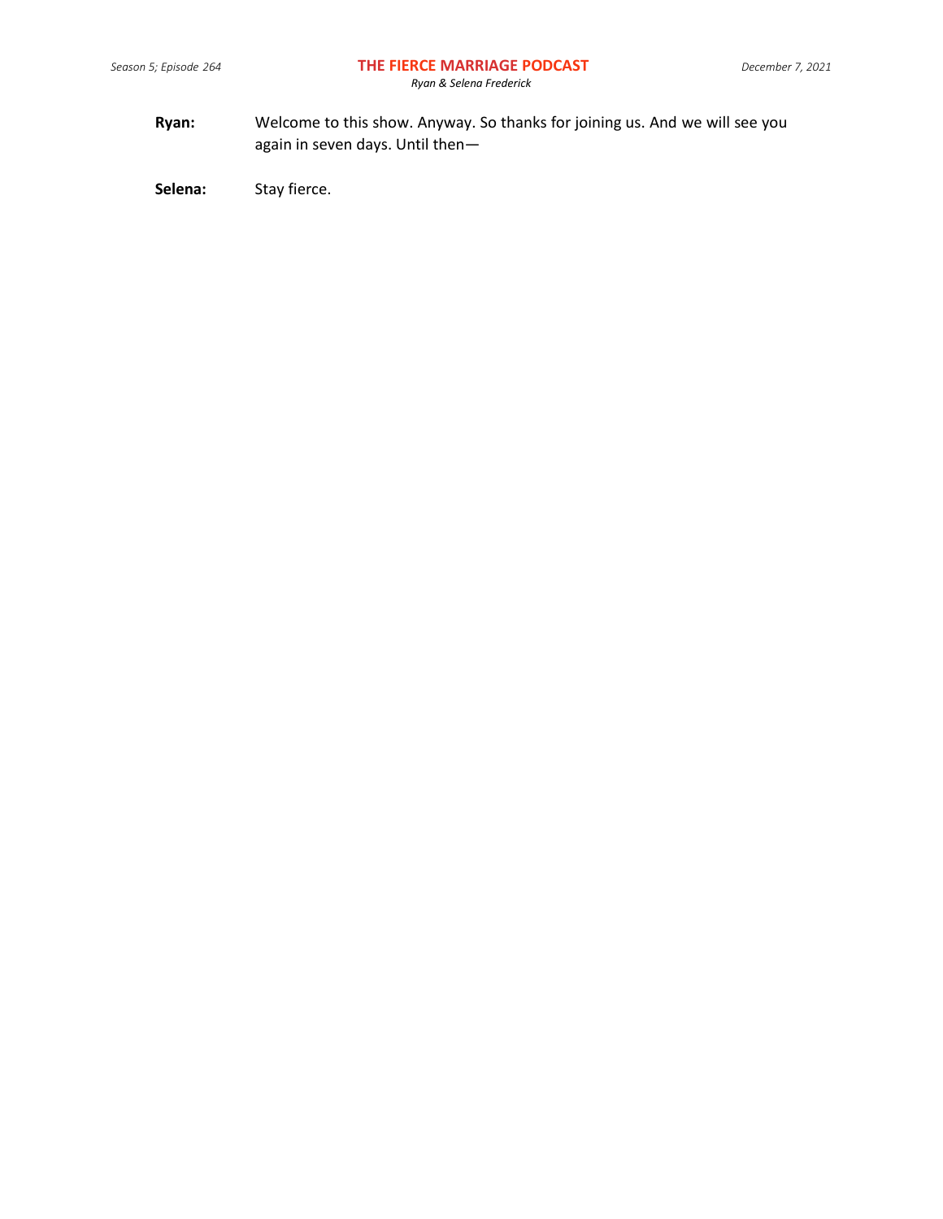**Ryan:** Welcome to this show. Anyway. So thanks for joining us. And we will see you again in seven days. Until then—

**Selena:** Stay fierce.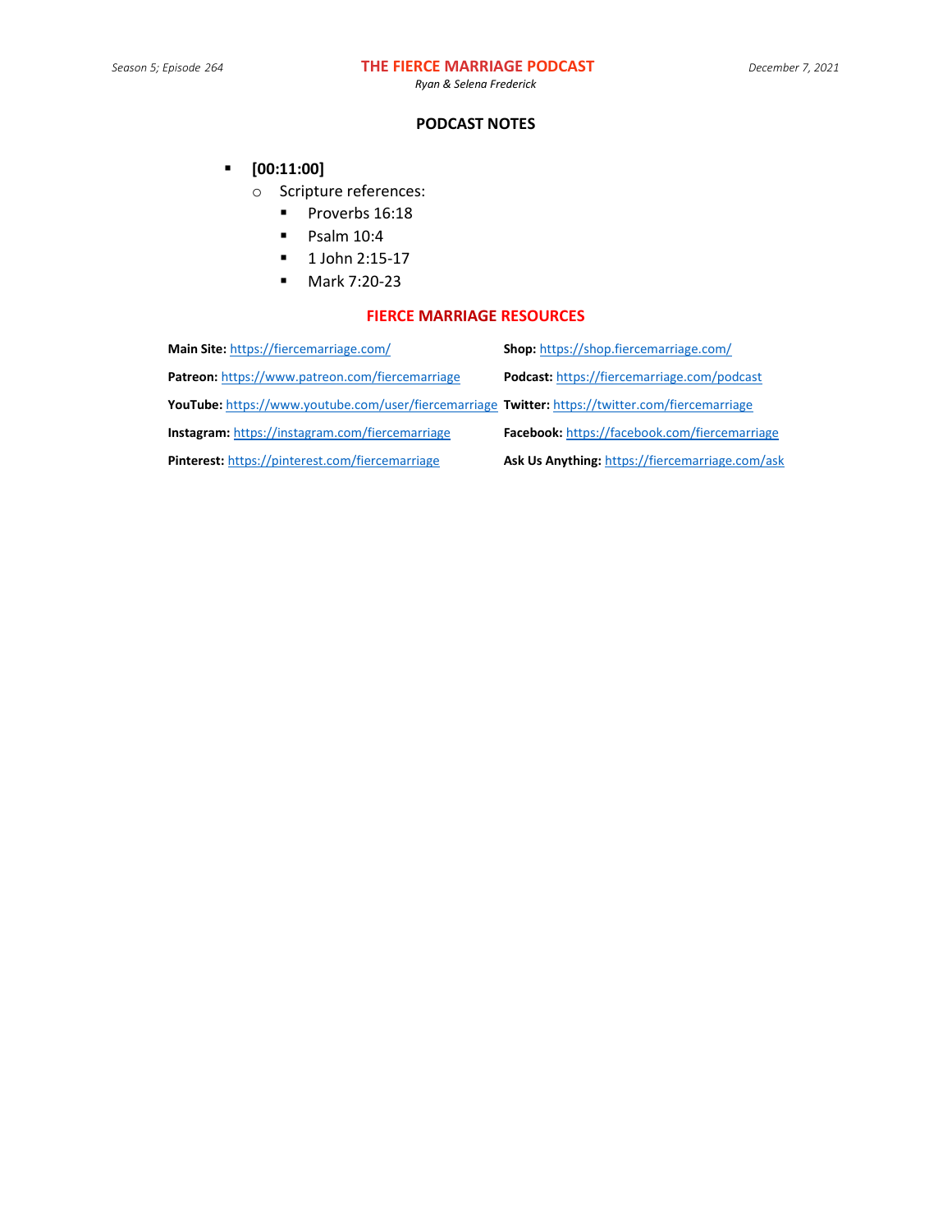## PODCAST NOTES

- **[00:11:00]**
  - Scripture references:
    - Proverbs 16:18
    - Psalm 10:4
    - 1 John 2:15-17
    - Mark 7:20-23

## FIERCE MARRIAGE RESOURCES

**Main Site:** https://fiercemarriage.com/

**Shop:** https://shop.fiercemarriage.com/

**Patreon:** https://www.patreon.com/fiercemarriage

**Podcast:** https://fiercemarriage.com/podcast

**YouTube:** https://www.youtube.com/user/fiercemarriage

**Twitter:** https://twitter.com/fiercemarriage

**Instagram:** https://instagram.com/fiercemarriage

**Facebook:** https://facebook.com/fiercemarriage

**Pinterest:** https://pinterest.com/fiercemarriage

**Ask Us Anything:** https://fiercemarriage.com/ask